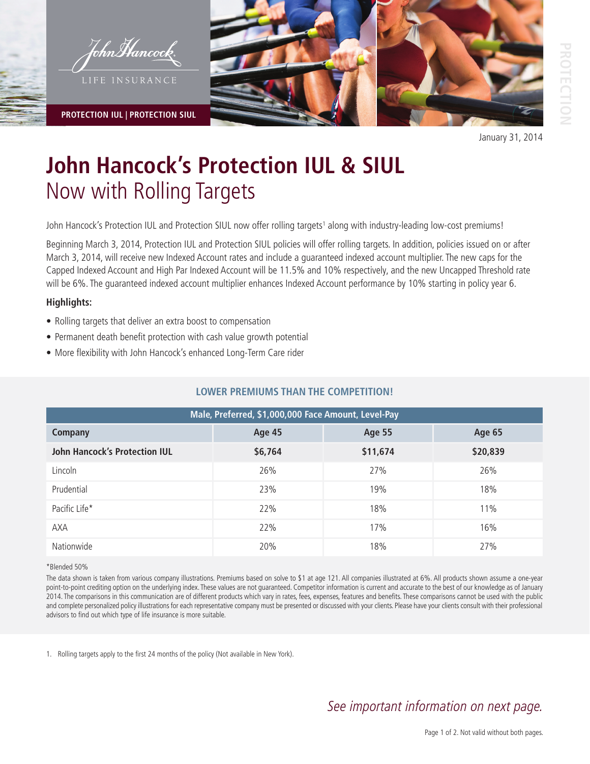John Hancock LIFE INSURANCE

PROTECTION IUL | PROTECTION SIUL

January 31, 2014

# John Hancock's Protection IUL & SIUL
## Now with Rolling Targets

John Hancock's Protection IUL and Protection SIUL now offer rolling targets[1] along with industry-leading low-cost premiums!

Beginning March 3, 2014, Protection IUL and Protection SIUL policies will offer rolling targets. In addition, policies issued on or after March 3, 2014, will receive new Indexed Account rates and include a guaranteed indexed account multiplier. The new caps for the Capped Indexed Account and High Par Indexed Account will be 11.5% and 10% respectively, and the new Uncapped Threshold rate will be 6%. The guaranteed indexed account multiplier enhances Indexed Account performance by 10% starting in policy year 6.

**Highlights:**

- Rolling targets that deliver an extra boost to compensation
- Permanent death benefit protection with cash value growth potential
- More flexibility with John Hancock's enhanced Long-Term Care rider

### LOWER PREMIUMS THAN THE COMPETITION!

| Male, Preferred, $1,000,000 Face Amount, Level-Pay | | | |
|---|---|---|---|
| **Company** | **Age 45** | **Age 55** | **Age 65** |
| **John Hancock's Protection IUL** | **$6,764** | **$11,674** | **$20,839** |
| Lincoln | 26% | 27% | 26% |
| Prudential | 23% | 19% | 18% |
| Pacific Life* | 22% | 18% | 11% |
| AXA | 22% | 17% | 16% |
| Nationwide | 20% | 18% | 27% |

*Blended 50%

The data shown is taken from various company illustrations. Premiums based on solve to $1 at age 121. All companies illustrated at 6%. All products shown assume a one-year point-to-point crediting option on the underlying index. These values are not guaranteed. Competitor information is current and accurate to the best of our knowledge as of January 2014. The comparisons in this communication are of different products which vary in rates, fees, expenses, features and benefits. These comparisons cannot be used with the public and complete personalized policy illustrations for each representative company must be presented or discussed with your clients. Please have your clients consult with their professional advisors to find out which type of life insurance is more suitable.

1. Rolling targets apply to the first 24 months of the policy (Not available in New York).

*See important information on next page.*

Not valid without both pages.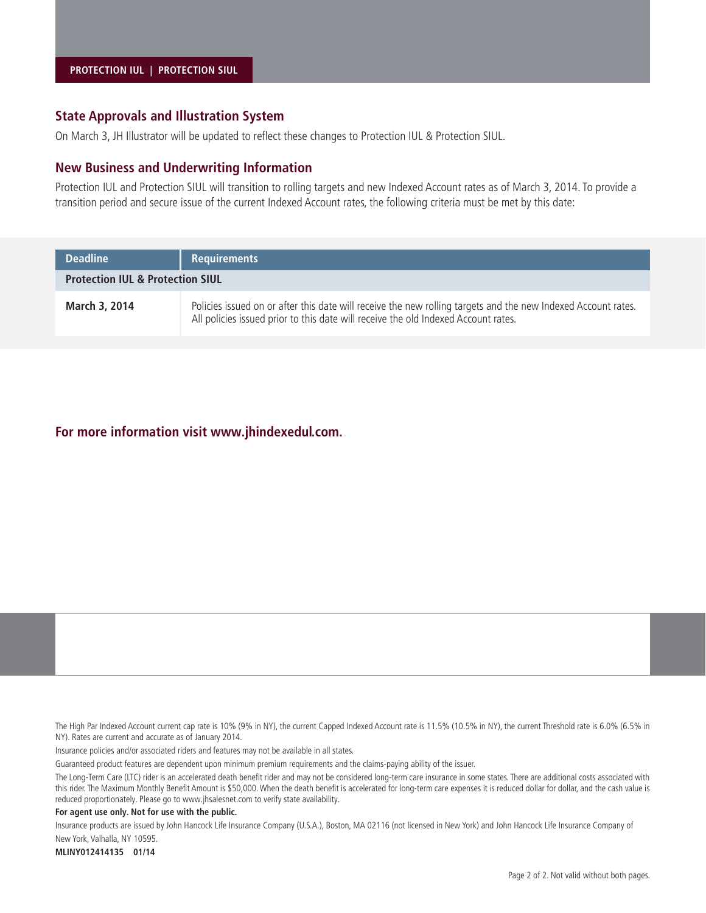**PROTECTION IUL | PROTECTION SIUL**

## State Approvals and Illustration System

On March 3, JH Illustrator will be updated to reflect these changes to Protection IUL & Protection SIUL.

## New Business and Underwriting Information

Protection IUL and Protection SIUL will transition to rolling targets and new Indexed Account rates as of March 3, 2014. To provide a transition period and secure issue of the current Indexed Account rates, the following criteria must be met by this date:

| Deadline | Requirements |
| --- | --- |
| **Protection IUL & Protection SIUL** | |
| **March 3, 2014** | Policies issued on or after this date will receive the new rolling targets and the new Indexed Account rates. All policies issued prior to this date will receive the old Indexed Account rates. |

**For more information visit www.jhindexedul.com.**

The High Par Indexed Account current cap rate is 10% (9% in NY), the current Capped Indexed Account rate is 11.5% (10.5% in NY), the current Threshold rate is 6.0% (6.5% in NY). Rates are current and accurate as of January 2014.

Insurance policies and/or associated riders and features may not be available in all states.

Guaranteed product features are dependent upon minimum premium requirements and the claims-paying ability of the issuer.

The Long-Term Care (LTC) rider is an accelerated death benefit rider and may not be considered long-term care insurance in some states. There are additional costs associated with this rider. The Maximum Monthly Benefit Amount is $50,000. When the death benefit is accelerated for long-term care expenses it is reduced dollar for dollar, and the cash value is reduced proportionately. Please go to www.jhsalesnet.com to verify state availability.

**For agent use only. Not for use with the public.**

Insurance products are issued by John Hancock Life Insurance Company (U.S.A.), Boston, MA 02116 (not licensed in New York) and John Hancock Life Insurance Company of New York, Valhalla, NY 10595.

**MLINY012414135 01/14**

Not valid without both pages.